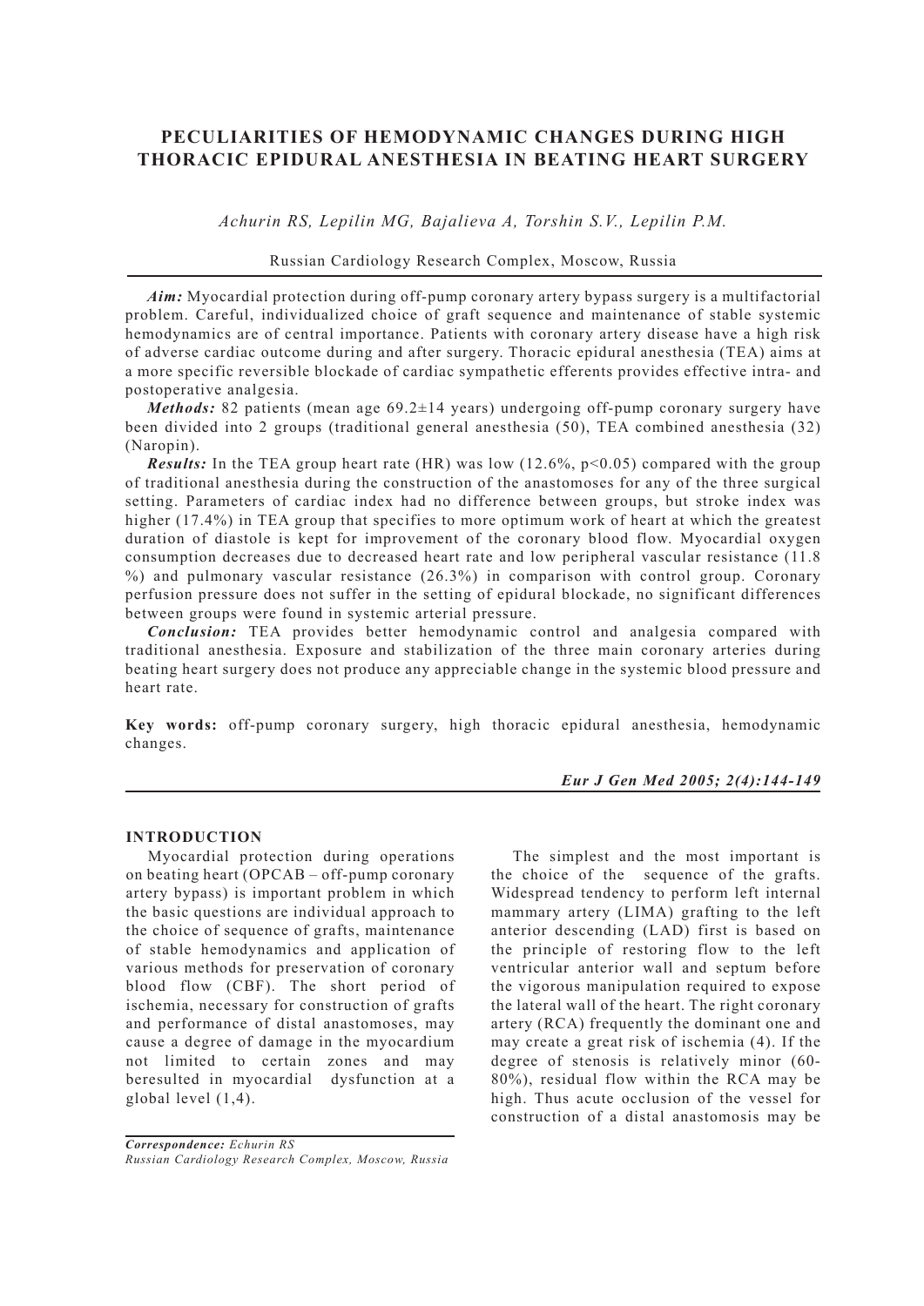# PECULIARITIES OF HEMODYNAMIC CHANGES DURING HIGH THORACIC EPIDURAL ANESTHESIA IN BEATING HEART SURGERY

*Achurin RS, Lepilin MG, Bajalieva A, Torshin S.V., Lepilin P.M.*

Russian Cardiology Research Complex, Moscow, Russia

***Aim:*** Myocardial protection during off-pump coronary artery bypass surgery is a multifactorial problem. Careful, individualized choice of graft sequence and maintenance of stable systemic hemodynamics are of central importance. Patients with coronary artery disease have a high risk of adverse cardiac outcome during and after surgery. Thoracic epidural anesthesia (TEA) aims at a more specific reversible blockade of cardiac sympathetic efferents provides effective intra- and postoperative analgesia.

***Methods:*** 82 patients (mean age 69.2±14 years) undergoing off-pump coronary surgery have been divided into 2 groups (traditional general anesthesia (50), TEA combined anesthesia (32) (Naropin).

***Results:*** In the TEA group heart rate (HR) was low (12.6%, $p<0.05$) compared with the group of traditional anesthesia during the construction of the anastomoses for any of the three surgical setting. Parameters of cardiac index had no difference between groups, but stroke index was higher (17.4%) in TEA group that specifies to more optimum work of heart at which the greatest duration of diastole is kept for improvement of the coronary blood flow. Myocardial oxygen consumption decreases due to decreased heart rate and low peripheral vascular resistance (11.8 %) and pulmonary vascular resistance (26.3%) in comparison with control group. Coronary perfusion pressure does not suffer in the setting of epidural blockade, no significant differences between groups were found in systemic arterial pressure.

***Conclusion:*** TEA provides better hemodynamic control and analgesia compared with traditional anesthesia. Exposure and stabilization of the three main coronary arteries during beating heart surgery does not produce any appreciable change in the systemic blood pressure and heart rate.

**Key words:** off-pump coronary surgery, high thoracic epidural anesthesia, hemodynamic changes.

***Eur J Gen Med 2005; 2(4):144-149***

## INTRODUCTION

Myocardial protection during operations on beating heart (OPCAB – off-pump coronary artery bypass) is important problem in which the basic questions are individual approach to the choice of sequence of grafts, maintenance of stable hemodynamics and application of various methods for preservation of coronary blood flow (CBF). The short period of ischemia, necessary for construction of grafts and performance of distal anastomoses, may cause a degree of damage in the myocardium not limited to certain zones and may beresulted in myocardial dysfunction at a global level (1,4).

The simplest and the most important is the choice of the sequence of the grafts. Widespread tendency to perform left internal mammary artery (LIMA) grafting to the left anterior descending (LAD) first is based on the principle of restoring flow to the left ventricular anterior wall and septum before the vigorous manipulation required to expose the lateral wall of the heart. The right coronary artery (RCA) frequently the dominant one and may create a great risk of ischemia (4). If the degree of stenosis is relatively minor (60-80%), residual flow within the RCA may be high. Thus acute occlusion of the vessel for construction of a distal anastomosis may be

***Correspondence:*** *Echurin RS*
*Russian Cardiology Research Complex, Moscow, Russia*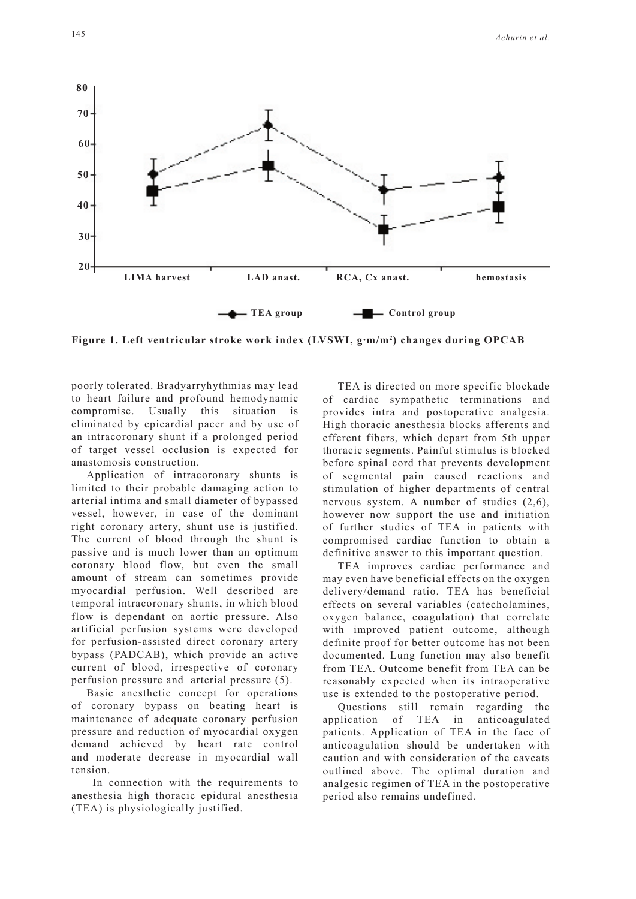Figure 1. Left ventricular stroke work index (LVSWI, g·m/m$^2$) changes during OPCAB

poorly tolerated. Bradyarryhythmias may lead to heart failure and profound hemodynamic compromise. Usually this situation is eliminated by epicardial pacer and by use of an intracoronary shunt if a prolonged period of target vessel occlusion is expected for anastomosis construction.

Application of intracoronary shunts is limited to their probable damaging action to arterial intima and small diameter of bypassed vessel, however, in case of the dominant right coronary artery, shunt use is justified. The current of blood through the shunt is passive and is much lower than an optimum coronary blood flow, but even the small amount of stream can sometimes provide myocardial perfusion. Well described are temporal intracoronary shunts, in which blood flow is dependant on aortic pressure. Also artificial perfusion systems were developed for perfusion-assisted direct coronary artery bypass (PADCAB), which provide an active current of blood, irrespective of coronary perfusion pressure and arterial pressure (5).

Basic anesthetic concept for operations of coronary bypass on beating heart is maintenance of adequate coronary perfusion pressure and reduction of myocardial oxygen demand achieved by heart rate control and moderate decrease in myocardial wall tension.

In connection with the requirements to anesthesia high thoracic epidural anesthesia (TEA) is physiologically justified.

TEA is directed on more specific blockade of cardiac sympathetic terminations and provides intra and postoperative analgesia. High thoracic anesthesia blocks afferents and efferent fibers, which depart from 5th upper thoracic segments. Painful stimulus is blocked before spinal cord that prevents development of segmental pain caused reactions and stimulation of higher departments of central nervous system. A number of studies (2,6), however now support the use and initiation of further studies of TEA in patients with compromised cardiac function to obtain a definitive answer to this important question.

TEA improves cardiac performance and may even have beneficial effects on the oxygen delivery/demand ratio. TEA has beneficial effects on several variables (catecholamines, oxygen balance, coagulation) that correlate with improved patient outcome, although definite proof for better outcome has not been documented. Lung function may also benefit from TEA. Outcome benefit from TEA can be reasonably expected when its intraoperative use is extended to the postoperative period.

Questions still remain regarding the application of TEA in anticoagulated patients. Application of TEA in the face of anticoagulation should be undertaken with caution and with consideration of the caveats outlined above. The optimal duration and analgesic regimen of TEA in the postoperative period also remains undefined.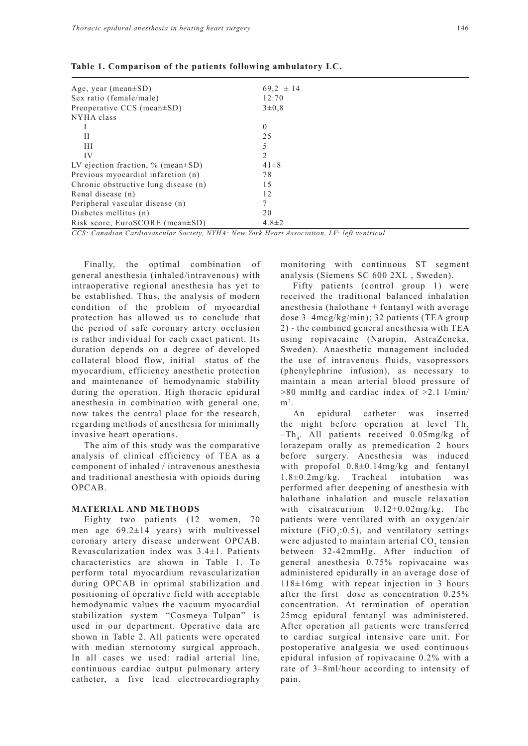**Table 1. Comparison of the patients following ambulatory LC.**

| | |
|---|---|
| Age, year (mean±SD) | 69,2 ± 14 |
| Sex ratio (female/male) | 12:70 |
| Preoperative CCS (mean±SD) | 3±0,8 |
| NYHA class | |
| I | 0 |
| II | 25 |
| III | 5 |
| IV | 2 |
| LV ejection fraction, % (mean±SD) | 41±8 |
| Previous myocardial infarction (n) | 78 |
| Chronic obstructive lung disease (n) | 15 |
| Renal disease (n) | 12 |
| Peripheral vascular disease (n) | 7 |
| Diabetes mellitus (n) | 20 |
| Risk score, EuroSCORE (mean±SD) | 4.8±2 |

*CCS: Canadian Cardiovascular Society, NYHA: New York Heart Association, LV: left ventricul*

Finally, the optimal combination of general anesthesia (inhaled/intravenous) with intraoperative regional anesthesia has yet to be established. Thus, the analysis of modern condition of the problem of myocardial protection has allowed us to conclude that the period of safe coronary artery occlusion is rather individual for each exact patient. Its duration depends on a degree of developed collateral blood flow, initial status of the myocardium, efficiency anesthetic protection and maintenance of hemodynamic stability during the operation. High thoracic epidural anesthesia in combination with general one, now takes the central place for the research, regarding methods of anesthesia for minimally invasive heart operations.

The aim of this study was the comparative analysis of clinical efficiency of TEA as a component of inhaled / intravenous anesthesia and traditional anesthesia with opioids during OPCAB.

## MATERIAL AND METHODS

Eighty two patients (12 women, 70 men age 69.2±14 years) with multivessel coronary artery disease underwent OPCAB. Revascularization index was 3.4±1. Patients characteristics are shown in Table 1. To perform total myocardium revascularization during OPCAB in optimal stabilization and positioning of operative field with acceptable hemodynamic values the vacuum myocardial stabilization system "Cosmeya–Tulpan" is used in our department. Operative data are shown in Table 2. All patients were operated with median sternotomy surgical approach. In all cases we used: radial arterial line, continuous cardiac output pulmonary artery catheter, a five lead electrocardiography monitoring with continuous ST segment analysis (Siemens SC 600 2XL , Sweden).

Fifty patients (control group 1) were received the traditional balanced inhalation anesthesia (halothane + fentanyl with average dose 3–4mcg/kg/min); 32 patients (TEA group 2) - the combined general anesthesia with TEA using ropivacaine (Naropin, AstraZeneka, Sweden). Anaesthetic management included the use of intravenous fluids, vasopressors (phenylephrine infusion), as necessary to maintain a mean arterial blood pressure of >80 mmHg and cardiac index of >2.1 l/min/$m^2$.

An epidural catheter was inserted the night before operation at level $Th_2$–$Th_4$. All patients received 0.05mg/kg of lorazepam orally as premedication 2 hours before surgery. Anesthesia was induced with propofol 0.8±0.14mg/kg and fentanyl 1.8±0.2mg/kg. Tracheal intubation was performed after deepening of anesthesia with halothane inhalation and muscle relaxation with cisatracurium 0.12±0.02mg/kg. The patients were ventilated with an oxygen/air mixture ($FiO_2$:0.5), and ventilatory settings were adjusted to maintain arterial $CO_2$ tension between 32-42mmHg. After induction of general anesthesia 0.75% ropivacaine was administered epidurally in an average dose of 118±16mg with repeat injection in 3 hours after the first dose as concentration 0.25% concentration. At termination of operation 25mcg epidural fentanyl was administered. After operation all patients were transferred to cardiac surgical intensive care unit. For postoperative analgesia we used continuous epidural infusion of ropivacaine 0.2% with a rate of 3–8ml/hour according to intensity of pain.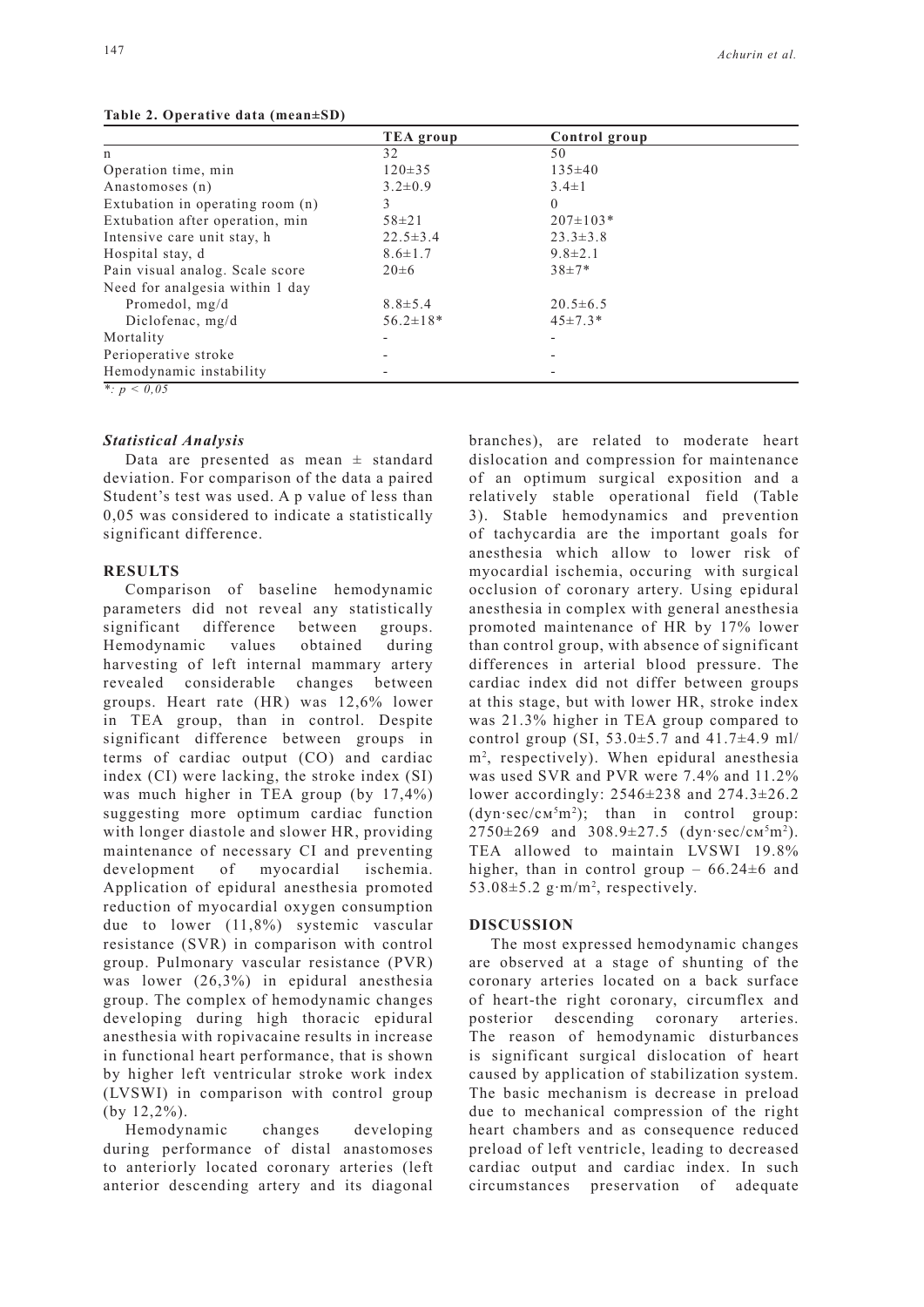**Table 2. Operative data (mean±SD)**

| | TEA group | Control group |
|---|---|---|
| n | 32 | 50 |
| Operation time, min | 120±35 | 135±40 |
| Anastomoses (n) | 3.2±0.9 | 3.4±1 |
| Extubation in operating room (n) | 3 | 0 |
| Extubation after operation, min | 58±21 | 207±103* |
| Intensive care unit stay, h | 22.5±3.4 | 23.3±3.8 |
| Hospital stay, d | 8.6±1.7 | 9.8±2.1 |
| Pain visual analog. Scale score | 20±6 | 38±7* |
| Need for analgesia within 1 day | | |
| Promedol, mg/d | 8.8±5.4 | 20.5±6.5 |
| Diclofenac, mg/d | 56.2±18* | 45±7.3* |
| Mortality | - | - |
| Perioperative stroke | - | - |
| Hemodynamic instability | - | - |

*: $p < 0,05$

### *Statistical Analysis*

Data are presented as mean ± standard deviation. For comparison of the data a paired Student's test was used. A p value of less than 0,05 was considered to indicate a statistically significant difference.

## RESULTS

Comparison of baseline hemodynamic parameters did not reveal any statistically significant difference between groups. Hemodynamic values obtained during harvesting of left internal mammary artery revealed considerable changes between groups. Heart rate (HR) was 12,6% lower in TEA group, than in control. Despite significant difference between groups in terms of cardiac output (CO) and cardiac index (CI) were lacking, the stroke index (SI) was much higher in TEA group (by 17,4%) suggesting more optimum cardiac function with longer diastole and slower HR, providing maintenance of necessary CI and preventing development of myocardial ischemia. Application of epidural anesthesia promoted reduction of myocardial oxygen consumption due to lower (11,8%) systemic vascular resistance (SVR) in comparison with control group. Pulmonary vascular resistance (PVR) was lower (26,3%) in epidural anesthesia group. The complex of hemodynamic changes developing during high thoracic epidural anesthesia with ropivacaine results in increase in functional heart performance, that is shown by higher left ventricular stroke work index (LVSWI) in comparison with control group (by 12,2%).

Hemodynamic changes developing during performance of distal anastomoses to anteriorly located coronary arteries (left anterior descending artery and its diagonal branches), are related to moderate heart dislocation and compression for maintenance of an optimum surgical exposition and a relatively stable operational field (Table 3). Stable hemodynamics and prevention of tachycardia are the important goals for anesthesia which allow to lower risk of myocardial ischemia, occuring with surgical occlusion of coronary artery. Using epidural anesthesia in complex with general anesthesia promoted maintenance of HR by 17% lower than control group, with absence of significant differences in arterial blood pressure. The cardiac index did not differ between groups at this stage, but with lower HR, stroke index was 21.3% higher in TEA group compared to control group (SI, 53.0±5.7 and 41.7±4.9 ml/$m^2$, respectively). When epidural anesthesia was used SVR and PVR were 7.4% and 11.2% lower accordingly: 2546±238 and 274.3±26.2 (dyn·sec/см$^5$m$^2$); than in control group: 2750±269 and 308.9±27.5 (dyn·sec/см$^5$m$^2$). TEA allowed to maintain LVSWI 19.8% higher, than in control group – 66.24±6 and 53.08±5.2 g·m/m$^2$, respectively.

## DISCUSSION

The most expressed hemodynamic changes are observed at a stage of shunting of the coronary arteries located on a back surface of heart-the right coronary, circumflex and posterior descending coronary arteries. The reason of hemodynamic disturbances is significant surgical dislocation of heart caused by application of stabilization system. The basic mechanism is decrease in preload due to mechanical compression of the right heart chambers and as consequence reduced preload of left ventricle, leading to decreased cardiac output and cardiac index. In such circumstances preservation of adequate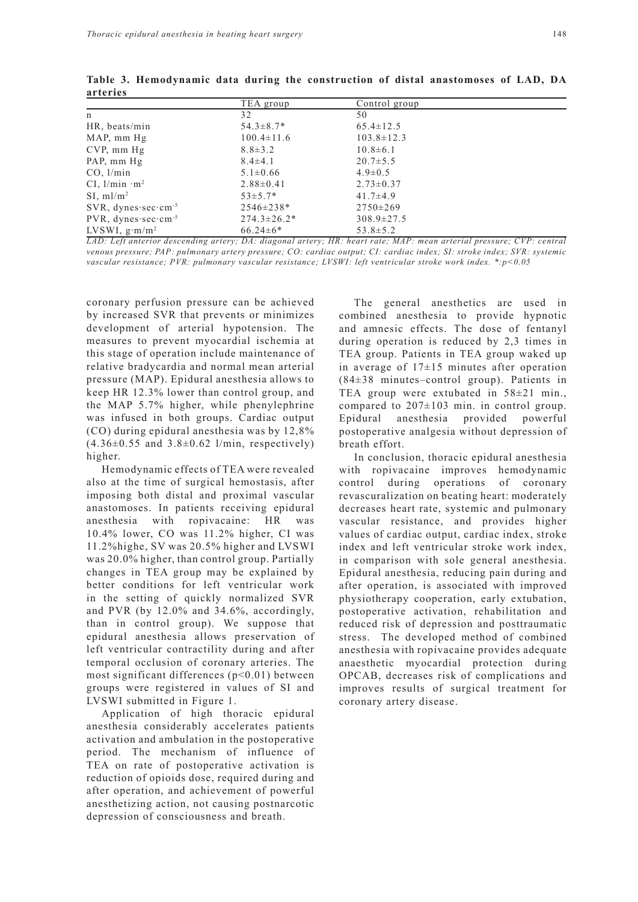**Table 3. Hemodynamic data during the construction of distal anastomoses of LAD, DA arteries**

| | TEA group | Control group |
|---|---|---|
| n | 32 | 50 |
| HR, beats/min | 54.3±8.7* | 65.4±12.5 |
| MAP, mm Hg | 100.4±11.6 | 103.8±12.3 |
| CVP, mm Hg | 8.8±3.2 | 10.8±6.1 |
| PAP, mm Hg | 8.4±4.1 | 20.7±5.5 |
| CO, l/min | 5.1±0.66 | 4.9±0.5 |
| CI, $l/min \cdot m^2$ | 2.88±0.41 | 2.73±0.37 |
| SI, $ml/m^2$ | 53±5.7* | 41.7±4.9 |
| SVR, $dynes \cdot sec \cdot cm^{-5}$ | 2546±238* | 2750±269 |
| PVR, $dynes \cdot sec \cdot cm^{-5}$ | 274.3±26.2* | 308.9±27.5 |
| LVSWI, $g \cdot m/m^2$ | 66.24±6* | 53.8±5.2 |

*LAD: Left anterior descending artery; DA: diagonal artery; HR: heart rate; MAP: mean arterial pressure; CVP: central venous pressure; PAP: pulmonary artery pressure; CO: cardiac output; CI: cardiac index; SI: stroke index; SVR: systemic vascular resistance; PVR: pulmonary vascular resistance; LVSWI: left ventricular stroke work index. *:$p<0.05$*

coronary perfusion pressure can be achieved by increased SVR that prevents or minimizes development of arterial hypotension. The measures to prevent myocardial ischemia at this stage of operation include maintenance of relative bradycardia and normal mean arterial pressure (MAP). Epidural anesthesia allows to keep HR 12.3% lower than control group, and the MAP 5.7% higher, while phenylephrine was infused in both groups. Cardiac output (CO) during epidural anesthesia was by 12,8% (4.36±0.55 and 3.8±0.62 l/min, respectively) higher.

Hemodynamic effects of TEA were revealed also at the time of surgical hemostasis, after imposing both distal and proximal vascular anastomoses. In patients receiving epidural anesthesia with ropivacaine: HR was 10.4% lower, CO was 11.2% higher, CI was 11.2%highe, SV was 20.5% higher and LVSWI was 20.0% higher, than control group. Partially changes in TEA group may be explained by better conditions for left ventricular work in the setting of quickly normalized SVR and PVR (by 12.0% and 34.6%, accordingly, than in control group). We suppose that epidural anesthesia allows preservation of left ventricular contractility during and after temporal occlusion of coronary arteries. The most significant differences ($p<0.01$) between groups were registered in values of SI and LVSWI submitted in Figure 1.

Application of high thoracic epidural anesthesia considerably accelerates patients activation and ambulation in the postoperative period. The mechanism of influence of TEA on rate of postoperative activation is reduction of opioids dose, required during and after operation, and achievement of powerful anesthetizing action, not causing postnarcotic depression of consciousness and breath.

The general anesthetics are used in combined anesthesia to provide hypnotic and amnesic effects. The dose of fentanyl during operation is reduced by 2,3 times in TEA group. Patients in TEA group waked up in average of 17±15 minutes after operation (84±38 minutes–control group). Patients in TEA group were extubated in 58±21 min., compared to 207±103 min. in control group. Epidural anesthesia provided powerful postoperative analgesia without depression of breath effort.

In conclusion, thoracic epidural anesthesia with ropivacaine improves hemodynamic control during operations of coronary revascuralization on beating heart: moderately decreases heart rate, systemic and pulmonary vascular resistance, and provides higher values of cardiac output, cardiac index, stroke index and left ventricular stroke work index, in comparison with sole general anesthesia. Epidural anesthesia, reducing pain during and after operation, is associated with improved physiotherapy cooperation, early extubation, postoperative activation, rehabilitation and reduced risk of depression and posttraumatic stress. The developed method of combined anesthesia with ropivacaine provides adequate anaesthetic myocardial protection during OPCAB, decreases risk of complications and improves results of surgical treatment for coronary artery disease.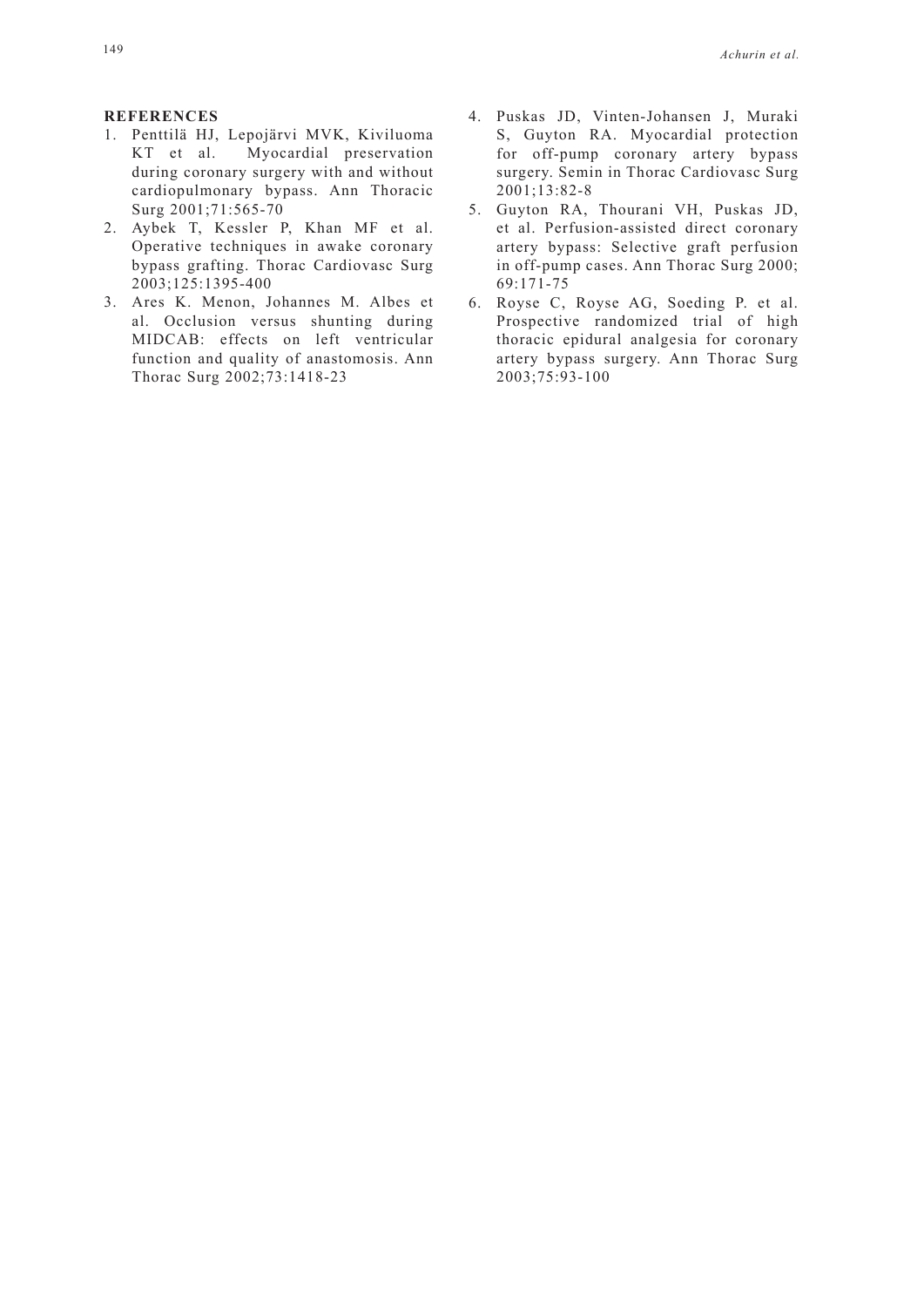**REFERENCES**

1. Penttilä HJ, Lepojärvi MVK, Kiviluoma KT et al. Myocardial preservation during coronary surgery with and without cardiopulmonary bypass. Ann Thoracic Surg 2001;71:565-70
2. Aybek T, Kessler P, Khan MF et al. Operative techniques in awake coronary bypass grafting. Thorac Cardiovasc Surg 2003;125:1395-400
3. Ares K. Menon, Johannes M. Albes et al. Occlusion versus shunting during MIDCAB: effects on left ventricular function and quality of anastomosis. Ann Thorac Surg 2002;73:1418-23
4. Puskas JD, Vinten-Johansen J, Muraki S, Guyton RA. Myocardial protection for off-pump coronary artery bypass surgery. Semin in Thorac Cardiovasc Surg 2001;13:82-8
5. Guyton RA, Thourani VH, Puskas JD, et al. Perfusion-assisted direct coronary artery bypass: Selective graft perfusion in off-pump cases. Ann Thorac Surg 2000; 69:171-75
6. Royse C, Royse AG, Soeding P. et al. Prospective randomized trial of high thoracic epidural analgesia for coronary artery bypass surgery. Ann Thorac Surg 2003;75:93-100